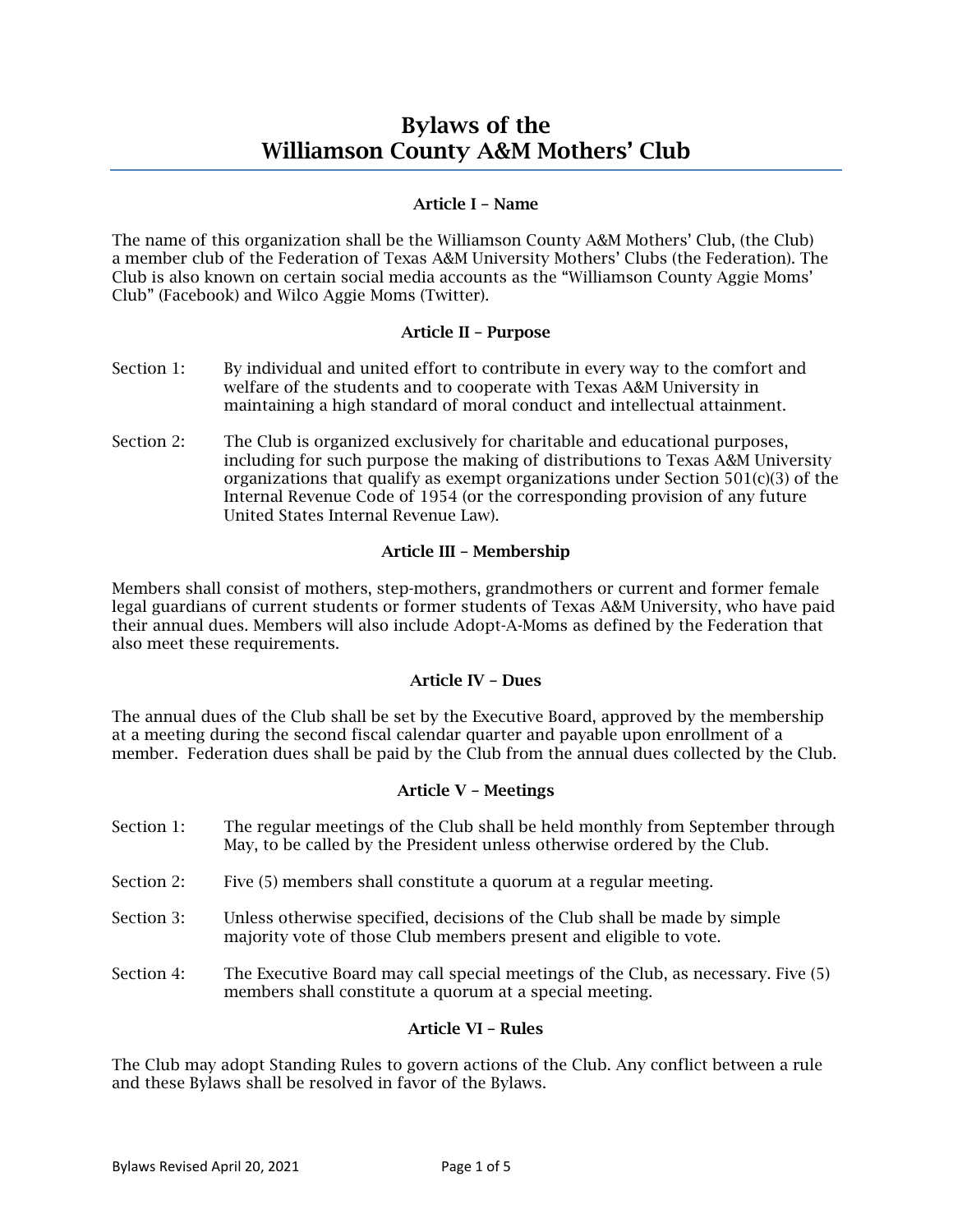# Bylaws of the Williamson County A&M Mothers' Club

### Article I – Name

The name of this organization shall be the Williamson County A&M Mothers' Club, (the Club) a member club of the Federation of Texas A&M University Mothers' Clubs (the Federation). The Club is also known on certain social media accounts as the "Williamson County Aggie Moms' Club" (Facebook) and Wilco Aggie Moms (Twitter).

### Article II – Purpose

Section 1: By individual and united effort to contribute in every way to the comfort and welfare of the students and to cooperate with Texas A&M University in maintaining a high standard of moral conduct and intellectual attainment.

Section 2: The Club is organized exclusively for charitable and educational purposes, including for such purpose the making of distributions to Texas A&M University organizations that qualify as exempt organizations under Section 501(c)(3) of the Internal Revenue Code of 1954 (or the corresponding provision of any future United States Internal Revenue Law).

### Article III – Membership

Members shall consist of mothers, step-mothers, grandmothers or current and former female legal guardians of current students or former students of Texas A&M University, who have paid their annual dues. Members will also include Adopt-A-Moms as defined by the Federation that also meet these requirements.

### Article IV – Dues

The annual dues of the Club shall be set by the Executive Board, approved by the membership at a meeting during the second fiscal calendar quarter and payable upon enrollment of a member. Federation dues shall be paid by the Club from the annual dues collected by the Club.

### Article V – Meetings

Section 1: The regular meetings of the Club shall be held monthly from September through May, to be called by the President unless otherwise ordered by the Club.

Section 2: Five (5) members shall constitute a quorum at a regular meeting.

Section 3: Unless otherwise specified, decisions of the Club shall be made by simple majority vote of those Club members present and eligible to vote.

Section 4: The Executive Board may call special meetings of the Club, as necessary. Five (5) members shall constitute a quorum at a special meeting.

### Article VI – Rules

The Club may adopt Standing Rules to govern actions of the Club. Any conflict between a rule and these Bylaws shall be resolved in favor of the Bylaws.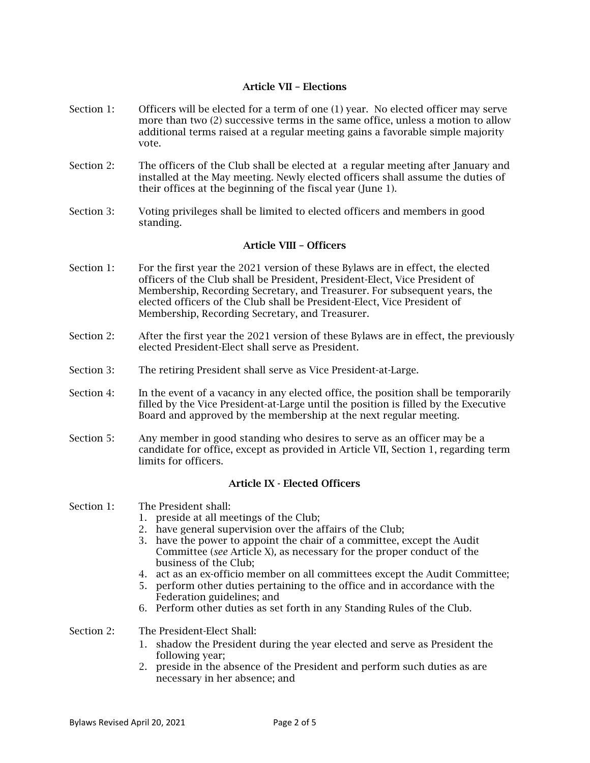## Article VII – Elections

Section 1: Officers will be elected for a term of one (1) year. No elected officer may serve more than two (2) successive terms in the same office, unless a motion to allow additional terms raised at a regular meeting gains a favorable simple majority vote.

Section 2: The officers of the Club shall be elected at a regular meeting after January and installed at the May meeting. Newly elected officers shall assume the duties of their offices at the beginning of the fiscal year (June 1).

Section 3: Voting privileges shall be limited to elected officers and members in good standing.

## Article VIII – Officers

Section 1: For the first year the 2021 version of these Bylaws are in effect, the elected officers of the Club shall be President, President-Elect, Vice President of Membership, Recording Secretary, and Treasurer. For subsequent years, the elected officers of the Club shall be President-Elect, Vice President of Membership, Recording Secretary, and Treasurer.

Section 2: After the first year the 2021 version of these Bylaws are in effect, the previously elected President-Elect shall serve as President.

Section 3: The retiring President shall serve as Vice President-at-Large.

Section 4: In the event of a vacancy in any elected office, the position shall be temporarily filled by the Vice President-at-Large until the position is filled by the Executive Board and approved by the membership at the next regular meeting.

Section 5: Any member in good standing who desires to serve as an officer may be a candidate for office, except as provided in Article VII, Section 1, regarding term limits for officers.

## Article IX - Elected Officers

Section 1: The President shall:

1. preside at all meetings of the Club;
2. have general supervision over the affairs of the Club;
3. have the power to appoint the chair of a committee, except the Audit Committee (*see* Article X), as necessary for the proper conduct of the business of the Club;
4. act as an ex-officio member on all committees except the Audit Committee;
5. perform other duties pertaining to the office and in accordance with the Federation guidelines; and
6. Perform other duties as set forth in any Standing Rules of the Club.

Section 2: The President-Elect Shall:

1. shadow the President during the year elected and serve as President the following year;
2. preside in the absence of the President and perform such duties as are necessary in her absence; and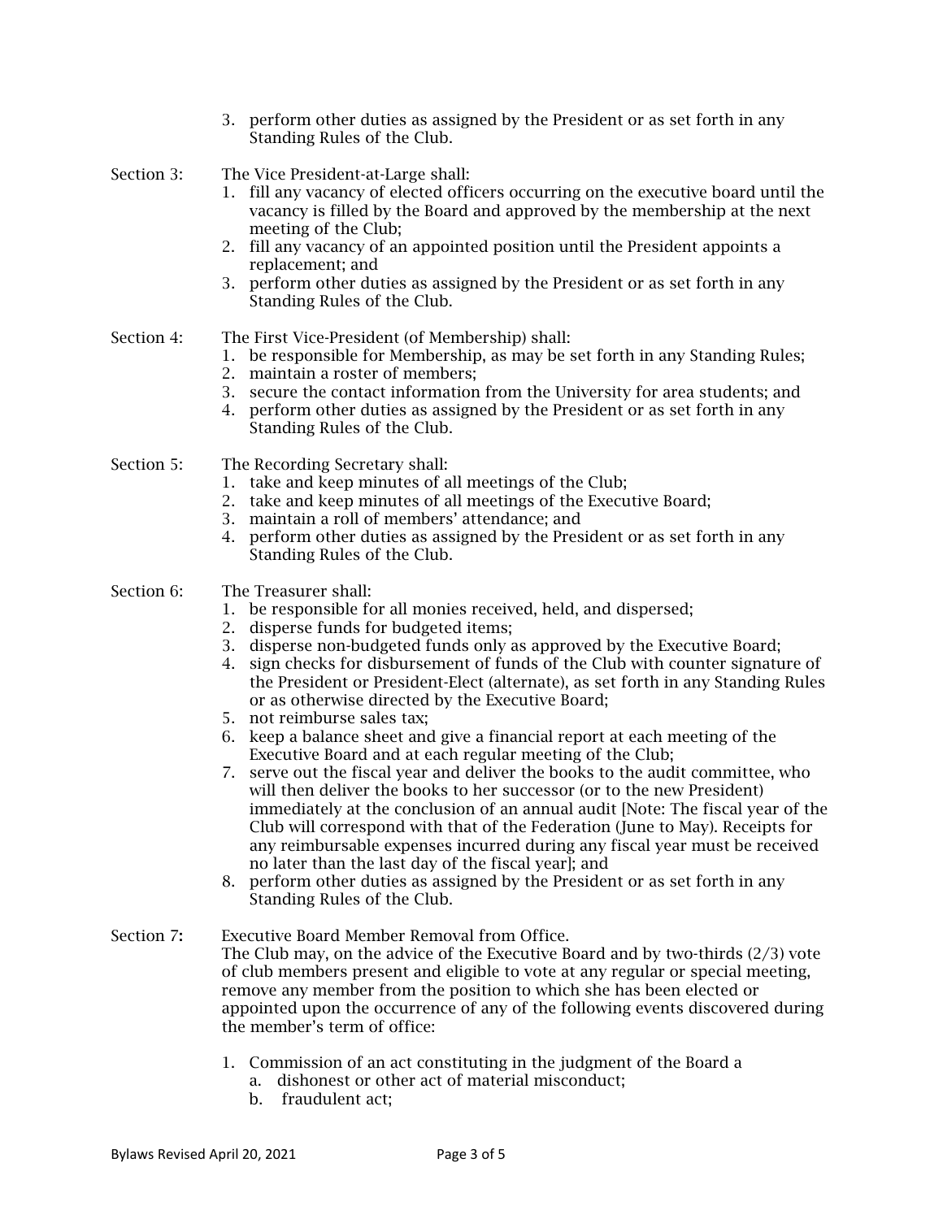3. perform other duties as assigned by the President or as set forth in any Standing Rules of the Club.

Section 3: The Vice President-at-Large shall:

1. fill any vacancy of elected officers occurring on the executive board until the vacancy is filled by the Board and approved by the membership at the next meeting of the Club;
2. fill any vacancy of an appointed position until the President appoints a replacement; and
3. perform other duties as assigned by the President or as set forth in any Standing Rules of the Club.

Section 4: The First Vice-President (of Membership) shall:

1. be responsible for Membership, as may be set forth in any Standing Rules;
2. maintain a roster of members;
3. secure the contact information from the University for area students; and
4. perform other duties as assigned by the President or as set forth in any Standing Rules of the Club.

Section 5: The Recording Secretary shall:

1. take and keep minutes of all meetings of the Club;
2. take and keep minutes of all meetings of the Executive Board;
3. maintain a roll of members' attendance; and
4. perform other duties as assigned by the President or as set forth in any Standing Rules of the Club.

Section 6: The Treasurer shall:

1. be responsible for all monies received, held, and dispersed;
2. disperse funds for budgeted items;
3. disperse non-budgeted funds only as approved by the Executive Board;
4. sign checks for disbursement of funds of the Club with counter signature of the President or President-Elect (alternate), as set forth in any Standing Rules or as otherwise directed by the Executive Board;
5. not reimburse sales tax;
6. keep a balance sheet and give a financial report at each meeting of the Executive Board and at each regular meeting of the Club;
7. serve out the fiscal year and deliver the books to the audit committee, who will then deliver the books to her successor (or to the new President) immediately at the conclusion of an annual audit [Note: The fiscal year of the Club will correspond with that of the Federation (June to May). Receipts for any reimbursable expenses incurred during any fiscal year must be received no later than the last day of the fiscal year]; and
8. perform other duties as assigned by the President or as set forth in any Standing Rules of the Club.

Section 7: Executive Board Member Removal from Office.
The Club may, on the advice of the Executive Board and by two-thirds (2/3) vote of club members present and eligible to vote at any regular or special meeting, remove any member from the position to which she has been elected or appointed upon the occurrence of any of the following events discovered during the member's term of office:

1. Commission of an act constituting in the judgment of the Board a
   a. dishonest or other act of material misconduct;
   b. fraudulent act;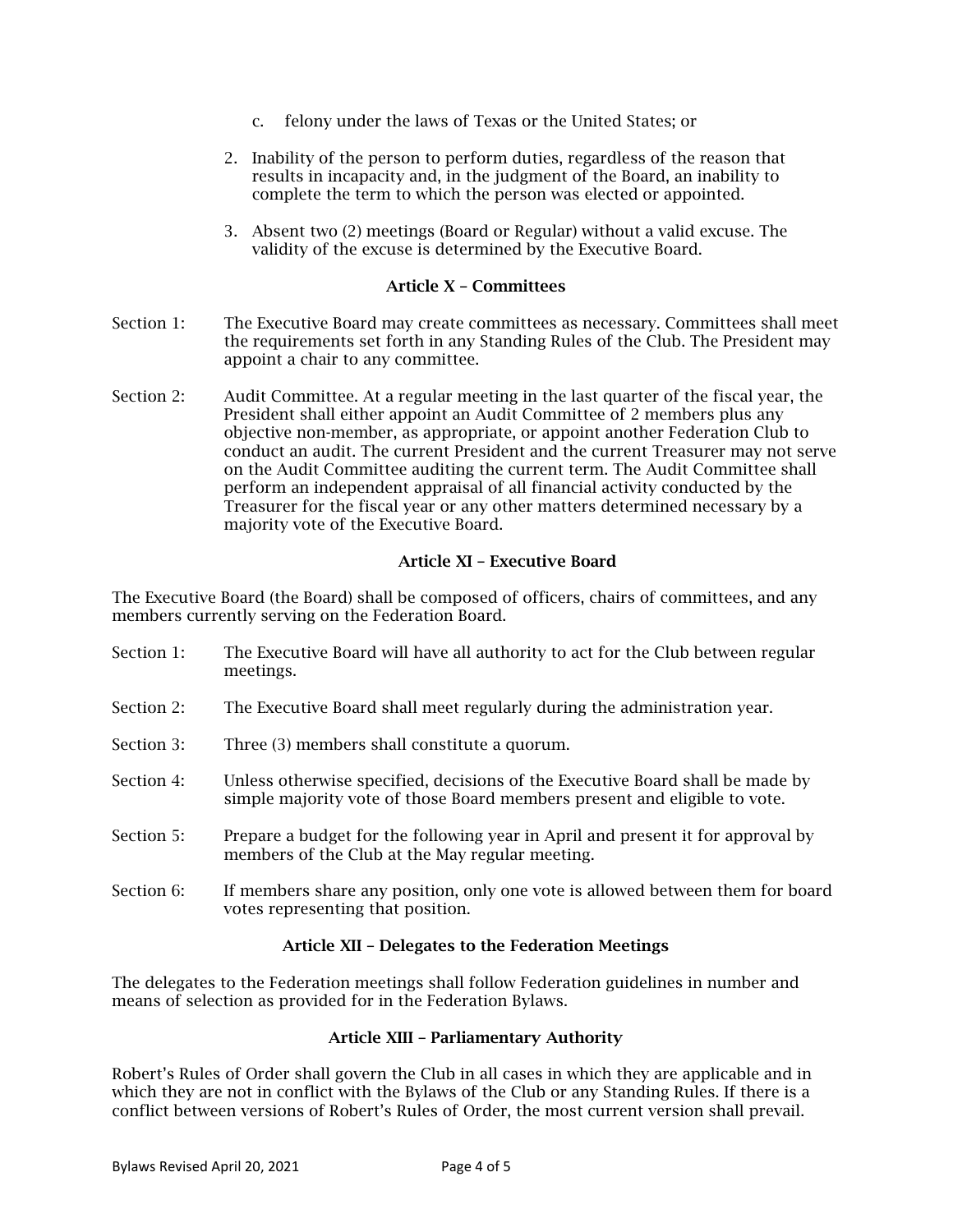c. felony under the laws of Texas or the United States; or

2. Inability of the person to perform duties, regardless of the reason that results in incapacity and, in the judgment of the Board, an inability to complete the term to which the person was elected or appointed.

3. Absent two (2) meetings (Board or Regular) without a valid excuse. The validity of the excuse is determined by the Executive Board.

## Article X – Committees

Section 1: The Executive Board may create committees as necessary. Committees shall meet the requirements set forth in any Standing Rules of the Club. The President may appoint a chair to any committee.

Section 2: Audit Committee. At a regular meeting in the last quarter of the fiscal year, the President shall either appoint an Audit Committee of 2 members plus any objective non-member, as appropriate, or appoint another Federation Club to conduct an audit. The current President and the current Treasurer may not serve on the Audit Committee auditing the current term. The Audit Committee shall perform an independent appraisal of all financial activity conducted by the Treasurer for the fiscal year or any other matters determined necessary by a majority vote of the Executive Board.

## Article XI – Executive Board

The Executive Board (the Board) shall be composed of officers, chairs of committees, and any members currently serving on the Federation Board.

Section 1: The Executive Board will have all authority to act for the Club between regular meetings.

Section 2: The Executive Board shall meet regularly during the administration year.

Section 3: Three (3) members shall constitute a quorum.

Section 4: Unless otherwise specified, decisions of the Executive Board shall be made by simple majority vote of those Board members present and eligible to vote.

Section 5: Prepare a budget for the following year in April and present it for approval by members of the Club at the May regular meeting.

Section 6: If members share any position, only one vote is allowed between them for board votes representing that position.

## Article XII – Delegates to the Federation Meetings

The delegates to the Federation meetings shall follow Federation guidelines in number and means of selection as provided for in the Federation Bylaws.

## Article XIII – Parliamentary Authority

Robert's Rules of Order shall govern the Club in all cases in which they are applicable and in which they are not in conflict with the Bylaws of the Club or any Standing Rules. If there is a conflict between versions of Robert's Rules of Order, the most current version shall prevail.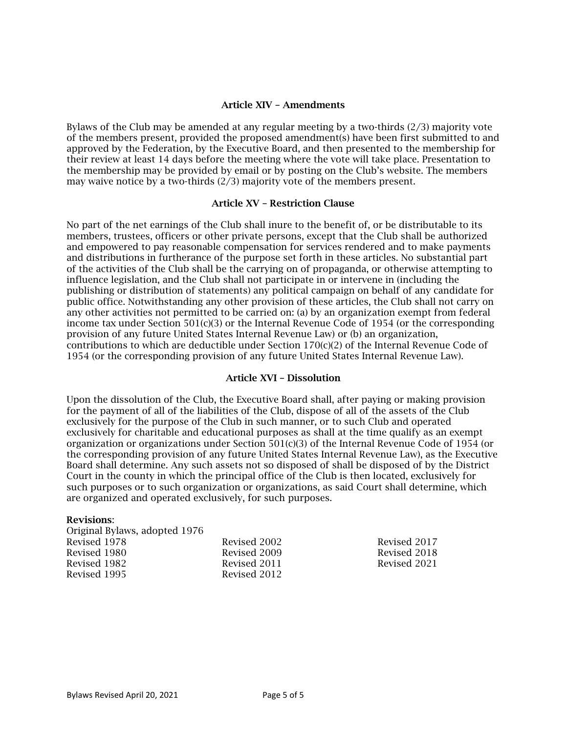### Article XIV – Amendments

Bylaws of the Club may be amended at any regular meeting by a two-thirds (2/3) majority vote of the members present, provided the proposed amendment(s) have been first submitted to and approved by the Federation, by the Executive Board, and then presented to the membership for their review at least 14 days before the meeting where the vote will take place. Presentation to the membership may be provided by email or by posting on the Club's website. The members may waive notice by a two-thirds (2/3) majority vote of the members present.

### Article XV – Restriction Clause

No part of the net earnings of the Club shall inure to the benefit of, or be distributable to its members, trustees, officers or other private persons, except that the Club shall be authorized and empowered to pay reasonable compensation for services rendered and to make payments and distributions in furtherance of the purpose set forth in these articles. No substantial part of the activities of the Club shall be the carrying on of propaganda, or otherwise attempting to influence legislation, and the Club shall not participate in or intervene in (including the publishing or distribution of statements) any political campaign on behalf of any candidate for public office. Notwithstanding any other provision of these articles, the Club shall not carry on any other activities not permitted to be carried on: (a) by an organization exempt from federal income tax under Section 501(c)(3) or the Internal Revenue Code of 1954 (or the corresponding provision of any future United States Internal Revenue Law) or (b) an organization, contributions to which are deductible under Section 170(c)(2) of the Internal Revenue Code of 1954 (or the corresponding provision of any future United States Internal Revenue Law).

### Article XVI – Dissolution

Upon the dissolution of the Club, the Executive Board shall, after paying or making provision for the payment of all of the liabilities of the Club, dispose of all of the assets of the Club exclusively for the purpose of the Club in such manner, or to such Club and operated exclusively for charitable and educational purposes as shall at the time qualify as an exempt organization or organizations under Section 501(c)(3) of the Internal Revenue Code of 1954 (or the corresponding provision of any future United States Internal Revenue Law), as the Executive Board shall determine. Any such assets not so disposed of shall be disposed of by the District Court in the county in which the principal office of the Club is then located, exclusively for such purposes or to such organization or organizations, as said Court shall determine, which are organized and operated exclusively, for such purposes.

**Revisions**:

Original Bylaws, adopted 1976

| | | |
|---|---|---|
| Revised 1978 | Revised 2002 | Revised 2017 |
| Revised 1980 | Revised 2009 | Revised 2018 |
| Revised 1982 | Revised 2011 | Revised 2021 |
| Revised 1995 | Revised 2012 | |